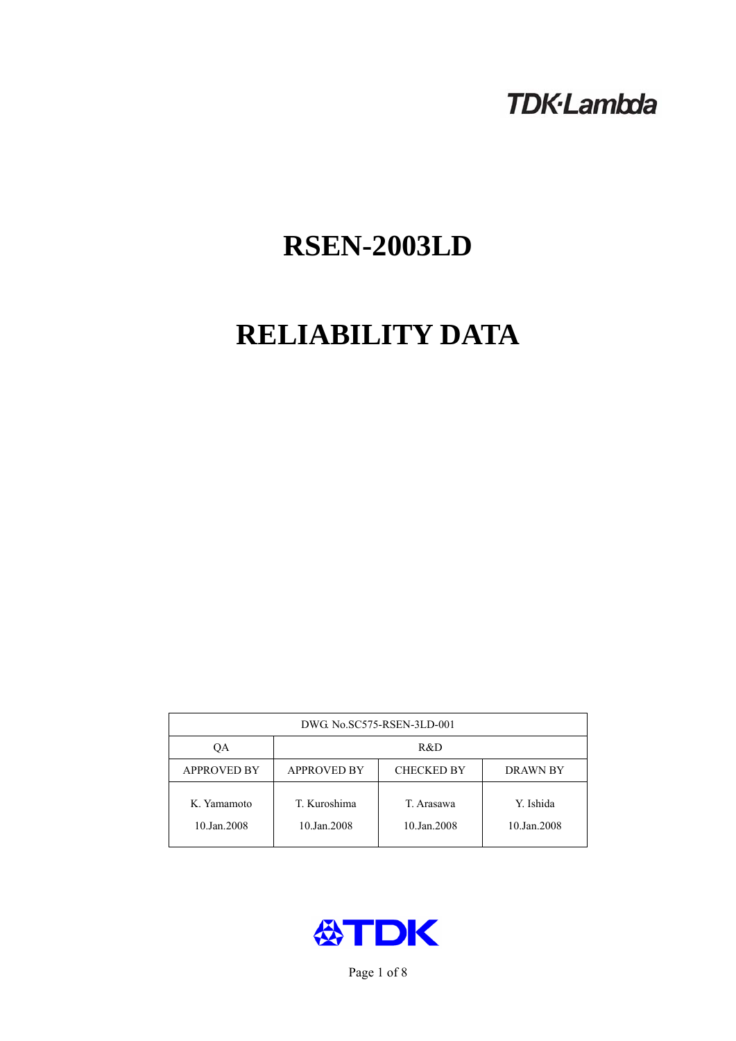TDK·Lambda

# RSEN-2003LD

# RELIABILITY DATA

| DWG. No.SC575-RSEN-3LD-001 | | | |
|---|---|---|---|
| QA | R&D | | |
| APPROVED BY | APPROVED BY | CHECKED BY | DRAWN BY |
| K. Yamamoto<br>10.Jan.2008 | T. Kuroshima<br>10.Jan.2008 | T. Arasawa<br>10.Jan.2008 | Y. Ishida<br>10.Jan.2008 |

TDK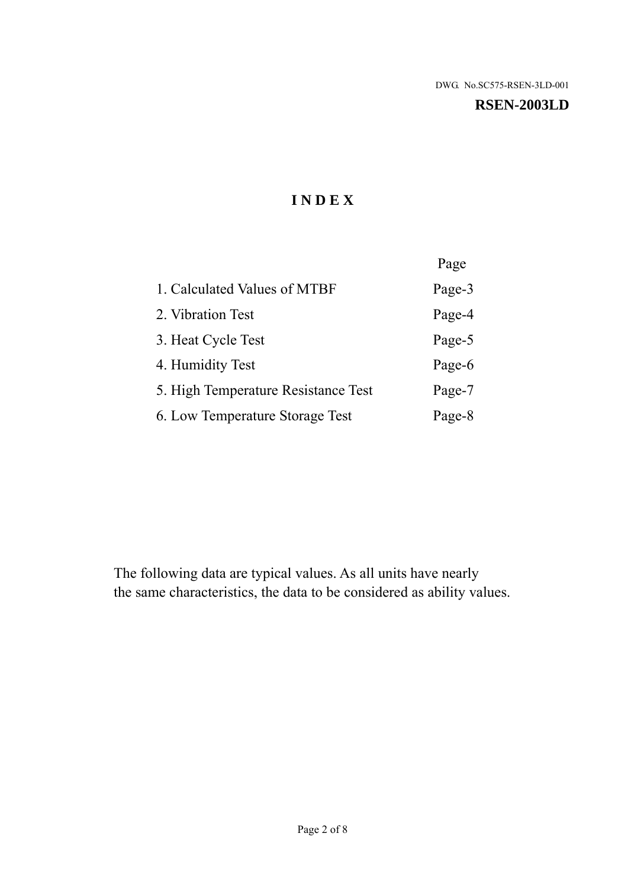DWG. No.SC575-RSEN-3LD-001

**RSEN-2003LD**

# I N D E X

| | Page |
|---|---|
| 1. Calculated Values of MTBF | Page-3 |
| 2. Vibration Test | Page-4 |
| 3. Heat Cycle Test | Page-5 |
| 4. Humidity Test | Page-6 |
| 5. High Temperature Resistance Test | Page-7 |
| 6. Low Temperature Storage Test | Page-8 |

The following data are typical values. As all units have nearly the same characteristics, the data to be considered as ability values.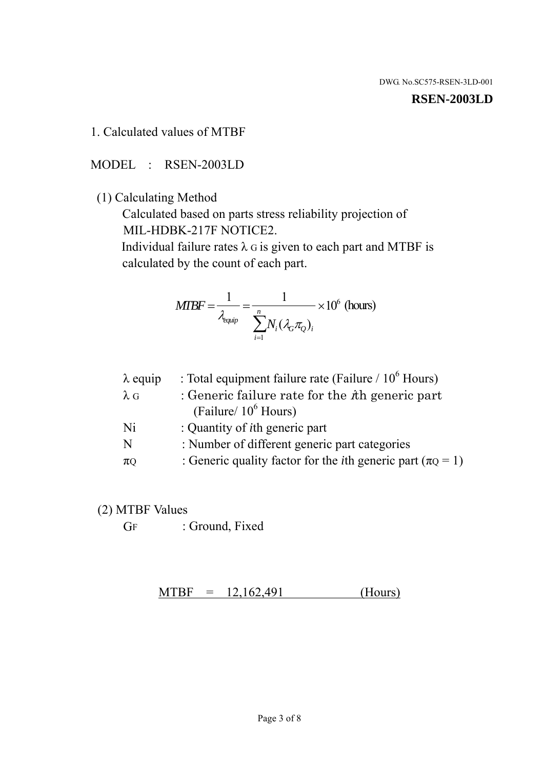DWG. No.SC575-RSEN-3LD-001

**RSEN-2003LD**

1. Calculated values of MTBF

MODEL : RSEN-2003LD

(1) Calculating Method

Calculated based on parts stress reliability projection of MIL-HDBK-217F NOTICE2.

Individual failure rates $\lambda_G$ is given to each part and MTBF is calculated by the count of each part.

$$MTBF = \frac{1}{\lambda_{equip}} = \frac{1}{\sum_{i=1}^{n} N_i (\lambda_G \pi_Q)_i} \times 10^6 \text{ (hours)}$$

| | |
|---|---|
| $\lambda$ equip | : Total equipment failure rate (Failure / $10^6$ Hours) |
| $\lambda_G$ | : Generic failure rate for the $i$th generic part (Failure/ $10^6$ Hours) |
| Ni | : Quantity of $i$th generic part |
| N | : Number of different generic part categories |
| $\pi_Q$ | : Generic quality factor for the $i$th generic part ($\pi_Q = 1$) |

(2) MTBF Values

$G_F$ : Ground, Fixed

MTBF = 12,162,491 (Hours)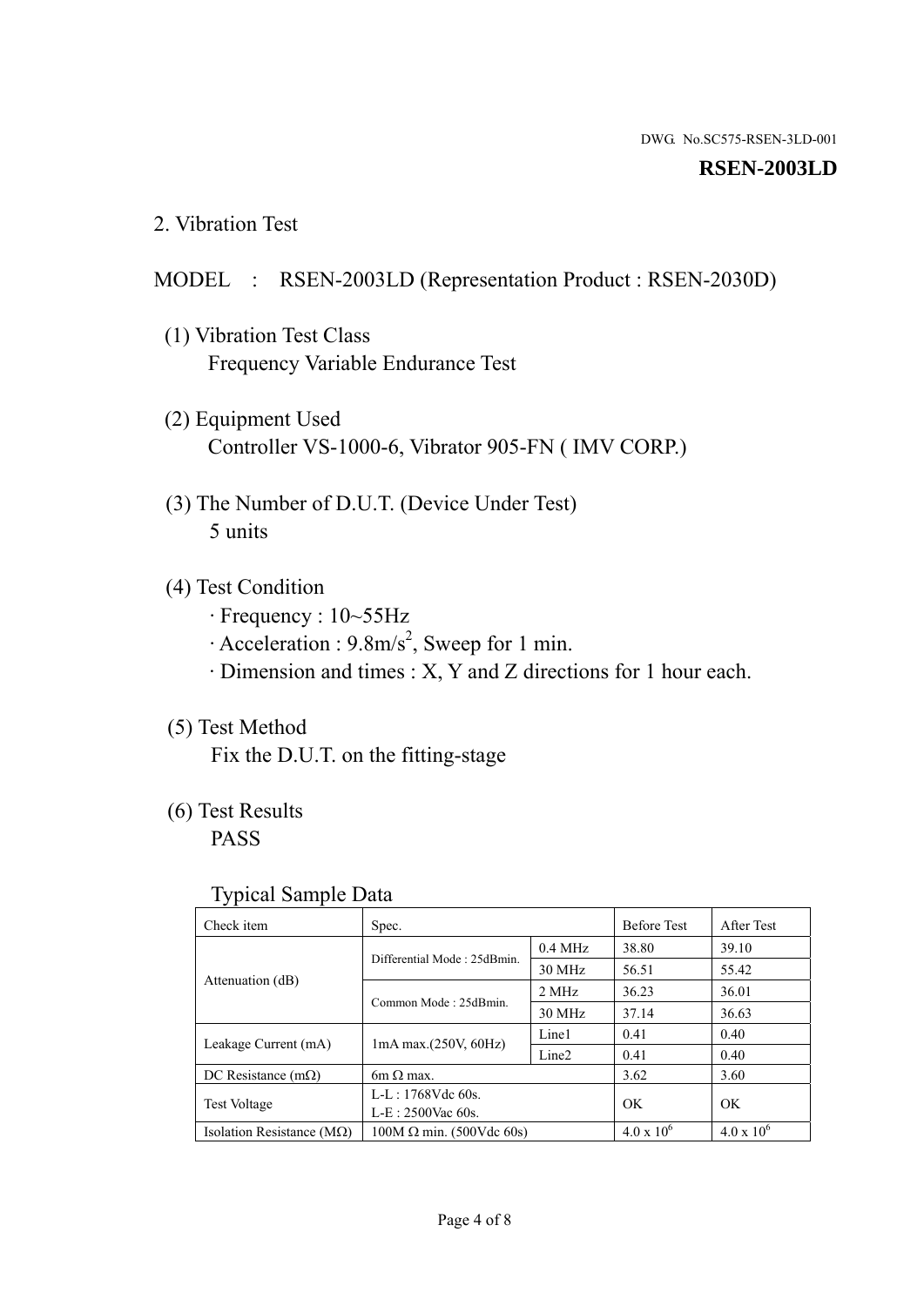DWG. No.SC575-RSEN-3LD-001

**RSEN-2003LD**

## 2. Vibration Test

MODEL : RSEN-2003LD (Representation Product : RSEN-2030D)

(1) Vibration Test Class
Frequency Variable Endurance Test

(2) Equipment Used
Controller VS-1000-6, Vibrator 905-FN ( IMV CORP.)

(3) The Number of D.U.T. (Device Under Test)
5 units

(4) Test Condition
· Frequency : 10~55Hz
· Acceleration : $9.8m/s^2$, Sweep for 1 min.
· Dimension and times : X, Y and Z directions for 1 hour each.

(5) Test Method
Fix the D.U.T. on the fitting-stage

(6) Test Results
PASS

Typical Sample Data

| Check item | Spec. | | Before Test | After Test |
|---|---|---|---|---|
| Attenuation (dB) | Differential Mode : 25dBmin. | 0.4 MHz | 38.80 | 39.10 |
| | | 30 MHz | 56.51 | 55.42 |
| | Common Mode : 25dBmin. | 2 MHz | 36.23 | 36.01 |
| | | 30 MHz | 37.14 | 36.63 |
| Leakage Current (mA) | 1mA max.(250V, 60Hz) | Line1 | 0.41 | 0.40 |
| | | Line2 | 0.41 | 0.40 |
| DC Resistance (mΩ) | 6m Ω max. | | 3.62 | 3.60 |
| Test Voltage | L-L : 1768Vdc 60s.<br>L-E : 2500Vac 60s. | | OK | OK |
| Isolation Resistance (MΩ) | 100M Ω min. (500Vdc 60s) | | $4.0 \times 10^6$ | $4.0 \times 10^6$ |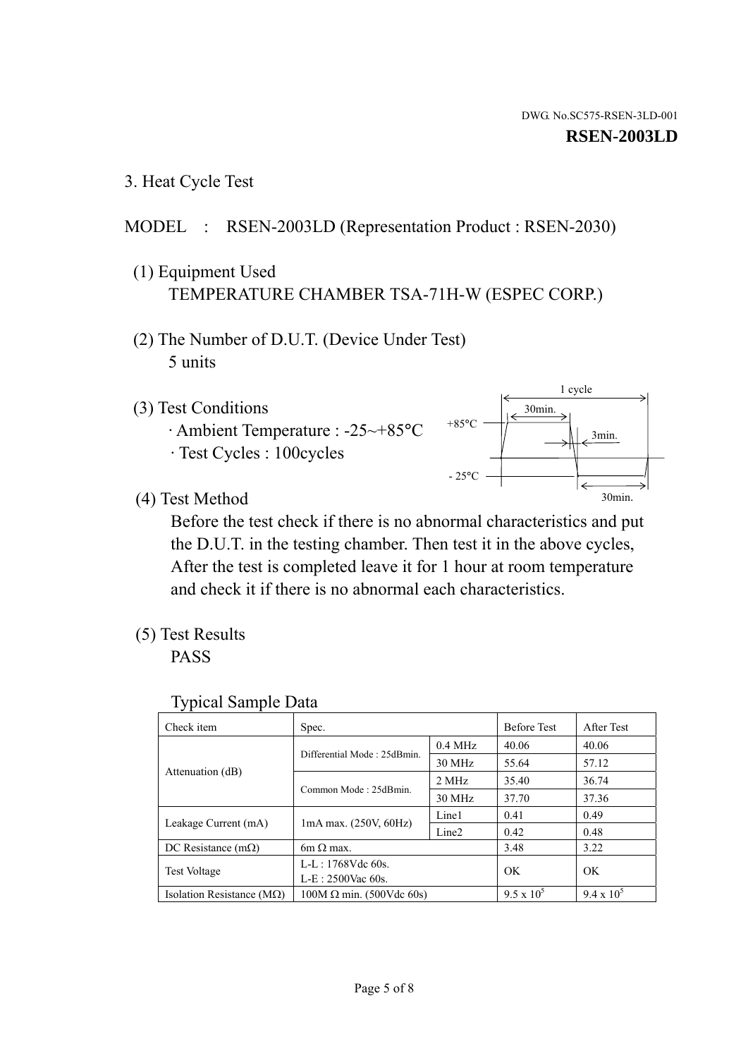DWG. No.SC575-RSEN-3LD-001

**RSEN-2003LD**

## 3. Heat Cycle Test

MODEL : RSEN-2003LD (Representation Product : RSEN-2030)

(1) Equipment Used

TEMPERATURE CHAMBER TSA-71H-W (ESPEC CORP.)

(2) The Number of D.U.T. (Device Under Test)

5 units

(3) Test Conditions

· Ambient Temperature : -25~+85°C

· Test Cycles : 100cycles

1 cycle

30min.

+85°C

3min.

- 25°C

30min.

(4) Test Method

Before the test check if there is no abnormal characteristics and put the D.U.T. in the testing chamber. Then test it in the above cycles, After the test is completed leave it for 1 hour at room temperature and check it if there is no abnormal each characteristics.

(5) Test Results

PASS

Typical Sample Data

| Check item | Spec. | | Before Test | After Test |
|---|---|---|---|---|
| Attenuation (dB) | Differential Mode : 25dBmin. | 0.4 MHz | 40.06 | 40.06 |
| | | 30 MHz | 55.64 | 57.12 |
| | Common Mode : 25dBmin. | 2 MHz | 35.40 | 36.74 |
| | | 30 MHz | 37.70 | 37.36 |
| Leakage Current (mA) | 1mA max. (250V, 60Hz) | Line1 | 0.41 | 0.49 |
| | | Line2 | 0.42 | 0.48 |
| DC Resistance (mΩ) | 6m Ω max. | | 3.48 | 3.22 |
| Test Voltage | L-L : 1768Vdc 60s.<br>L-E : 2500Vac 60s. | | OK | OK |
| Isolation Resistance (MΩ) | 100M Ω min. (500Vdc 60s) | | $9.5 \times 10^5$ | $9.4 \times 10^5$ |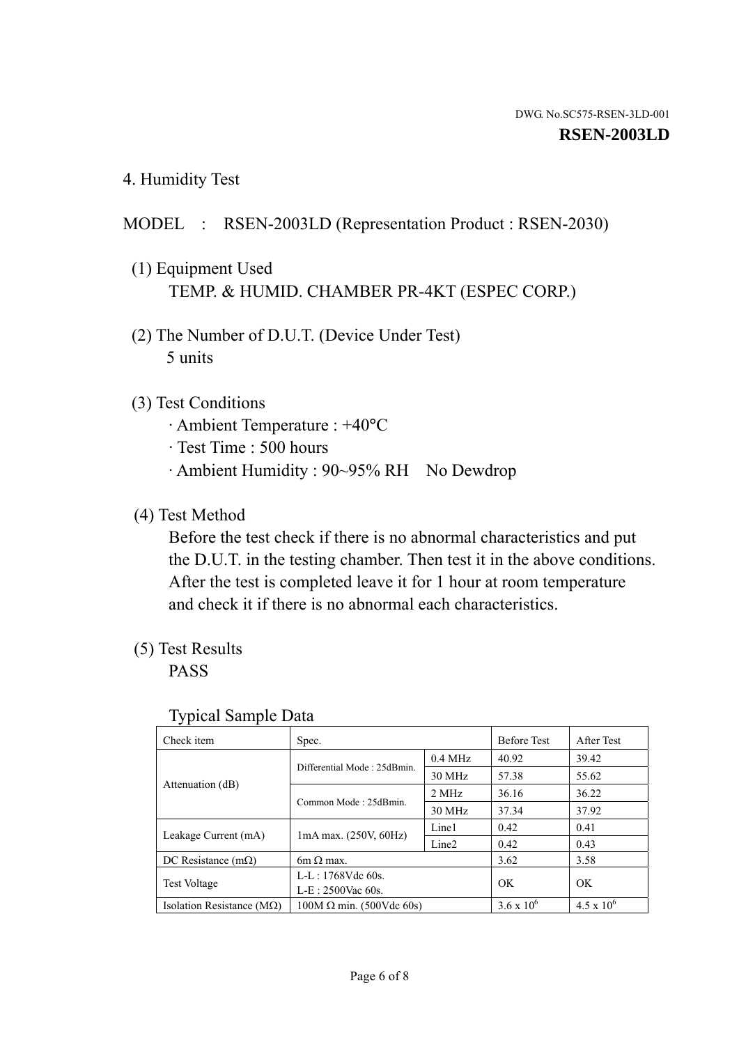DWG. No.SC575-RSEN-3LD-001

**RSEN-2003LD**

## 4. Humidity Test

MODEL : RSEN-2003LD (Representation Product : RSEN-2030)

(1) Equipment Used

TEMP. & HUMID. CHAMBER PR-4KT (ESPEC CORP.)

(2) The Number of D.U.T. (Device Under Test)

5 units

(3) Test Conditions

· Ambient Temperature : +40°C

· Test Time : 500 hours

· Ambient Humidity : 90~95% RH  No Dewdrop

(4) Test Method

Before the test check if there is no abnormal characteristics and put the D.U.T. in the testing chamber. Then test it in the above conditions. After the test is completed leave it for 1 hour at room temperature and check it if there is no abnormal each characteristics.

(5) Test Results

PASS

Typical Sample Data

| Check item | Spec. | | Before Test | After Test |
|---|---|---|---|---|
| Attenuation (dB) | Differential Mode : 25dBmin. | 0.4 MHz | 40.92 | 39.42 |
| | | 30 MHz | 57.38 | 55.62 |
| | Common Mode : 25dBmin. | 2 MHz | 36.16 | 36.22 |
| | | 30 MHz | 37.34 | 37.92 |
| Leakage Current (mA) | 1mA max. (250V, 60Hz) | Line1 | 0.42 | 0.41 |
| | | Line2 | 0.42 | 0.43 |
| DC Resistance (mΩ) | 6m Ω max. | | 3.62 | 3.58 |
| Test Voltage | L-L : 1768Vdc 60s.<br>L-E : 2500Vac 60s. | | OK | OK |
| Isolation Resistance (MΩ) | 100M Ω min. (500Vdc 60s) | | $3.6 \times 10^6$ | $4.5 \times 10^6$ |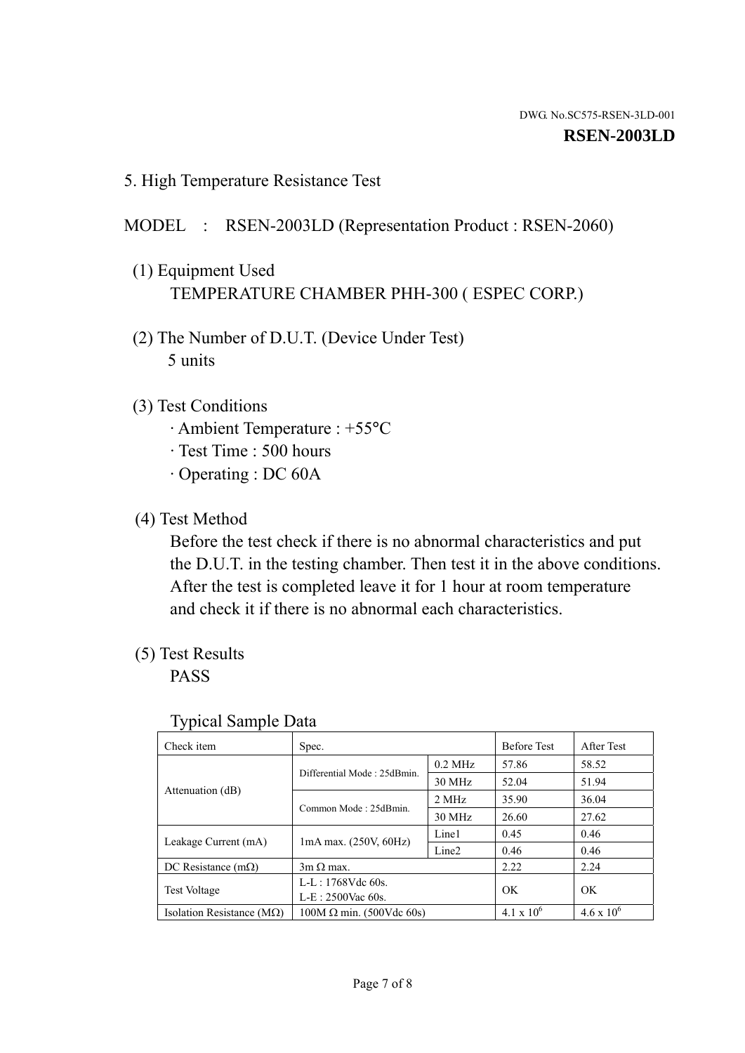DWG. No.SC575-RSEN-3LD-001

**RSEN-2003LD**

## 5. High Temperature Resistance Test

MODEL : RSEN-2003LD (Representation Product : RSEN-2060)

(1) Equipment Used

TEMPERATURE CHAMBER PHH-300 ( ESPEC CORP.)

(2) The Number of D.U.T. (Device Under Test)

5 units

(3) Test Conditions

· Ambient Temperature : +55°C

· Test Time : 500 hours

· Operating : DC 60A

(4) Test Method

Before the test check if there is no abnormal characteristics and put the D.U.T. in the testing chamber. Then test it in the above conditions. After the test is completed leave it for 1 hour at room temperature and check it if there is no abnormal each characteristics.

(5) Test Results

PASS

Typical Sample Data

| Check item | Spec. | | Before Test | After Test |
|---|---|---|---|---|
| Attenuation (dB) | Differential Mode : 25dBmin. | 0.2 MHz | 57.86 | 58.52 |
| | | 30 MHz | 52.04 | 51.94 |
| | Common Mode : 25dBmin. | 2 MHz | 35.90 | 36.04 |
| | | 30 MHz | 26.60 | 27.62 |
| Leakage Current (mA) | 1mA max. (250V, 60Hz) | Line1 | 0.45 | 0.46 |
| | | Line2 | 0.46 | 0.46 |
| DC Resistance (mΩ) | 3m Ω max. | | 2.22 | 2.24 |
| Test Voltage | L-L : 1768Vdc 60s.<br>L-E : 2500Vac 60s. | | OK | OK |
| Isolation Resistance (MΩ) | 100M Ω min. (500Vdc 60s) | | $4.1 \times 10^6$ | $4.6 \times 10^6$ |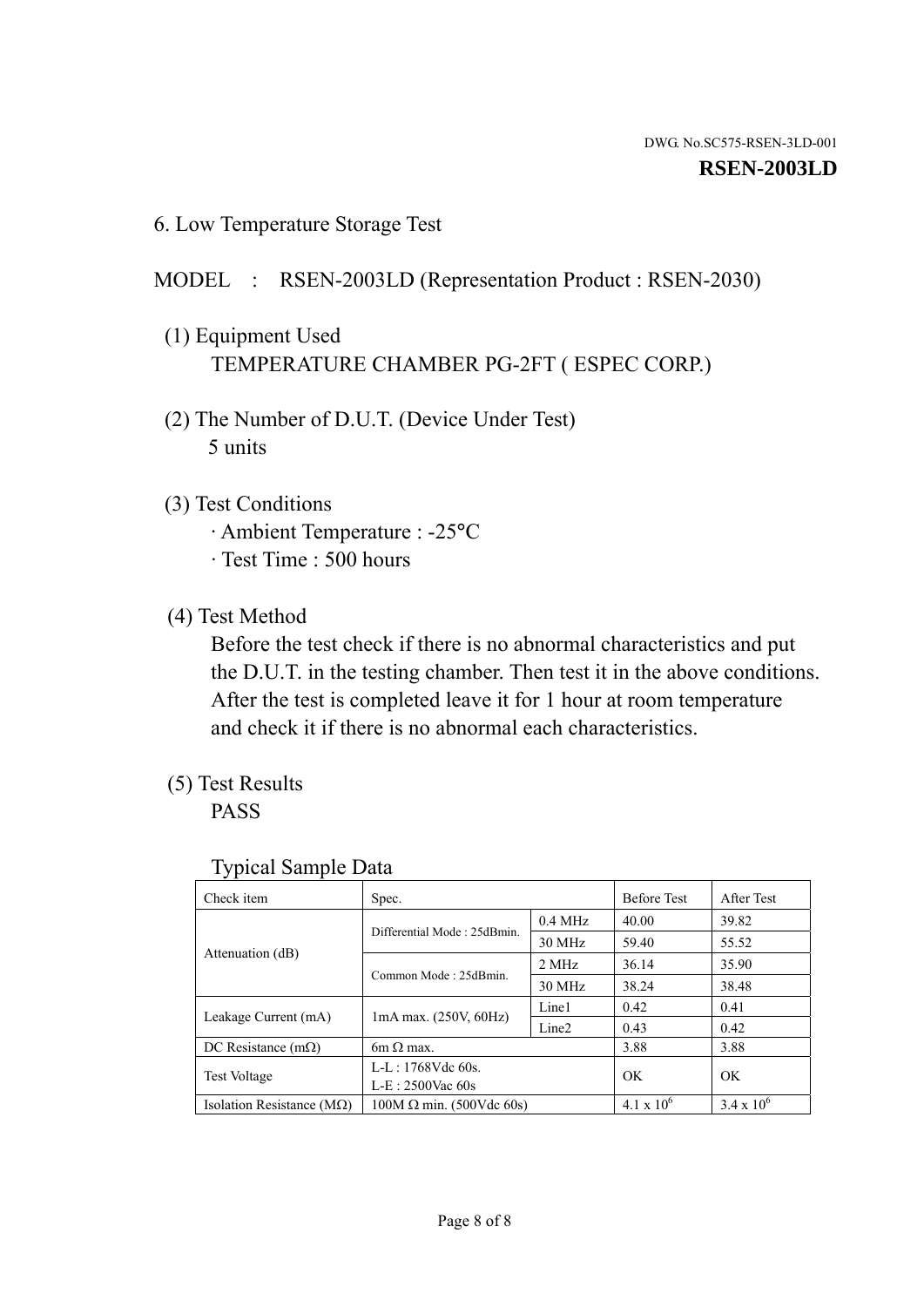DWG. No.SC575-RSEN-3LD-001

**RSEN-2003LD**

## 6. Low Temperature Storage Test

MODEL : RSEN-2003LD (Representation Product : RSEN-2030)

(1) Equipment Used

TEMPERATURE CHAMBER PG-2FT ( ESPEC CORP.)

(2) The Number of D.U.T. (Device Under Test)

5 units

(3) Test Conditions

· Ambient Temperature : -25°C

· Test Time : 500 hours

(4) Test Method

Before the test check if there is no abnormal characteristics and put the D.U.T. in the testing chamber. Then test it in the above conditions. After the test is completed leave it for 1 hour at room temperature and check it if there is no abnormal each characteristics.

(5) Test Results

PASS

Typical Sample Data

| Check item | Spec. | | Before Test | After Test |
|---|---|---|---|---|
| Attenuation (dB) | Differential Mode : 25dBmin. | 0.4 MHz | 40.00 | 39.82 |
| | | 30 MHz | 59.40 | 55.52 |
| | Common Mode : 25dBmin. | 2 MHz | 36.14 | 35.90 |
| | | 30 MHz | 38.24 | 38.48 |
| Leakage Current (mA) | 1mA max. (250V, 60Hz) | Line1 | 0.42 | 0.41 |
| | | Line2 | 0.43 | 0.42 |
| DC Resistance (mΩ) | 6m Ω max. | | 3.88 | 3.88 |
| Test Voltage | L-L : 1768Vdc 60s.<br>L-E : 2500Vac 60s | | OK | OK |
| Isolation Resistance (MΩ) | 100M Ω min. (500Vdc 60s) | | $4.1 \times 10^6$ | $3.4 \times 10^6$ |